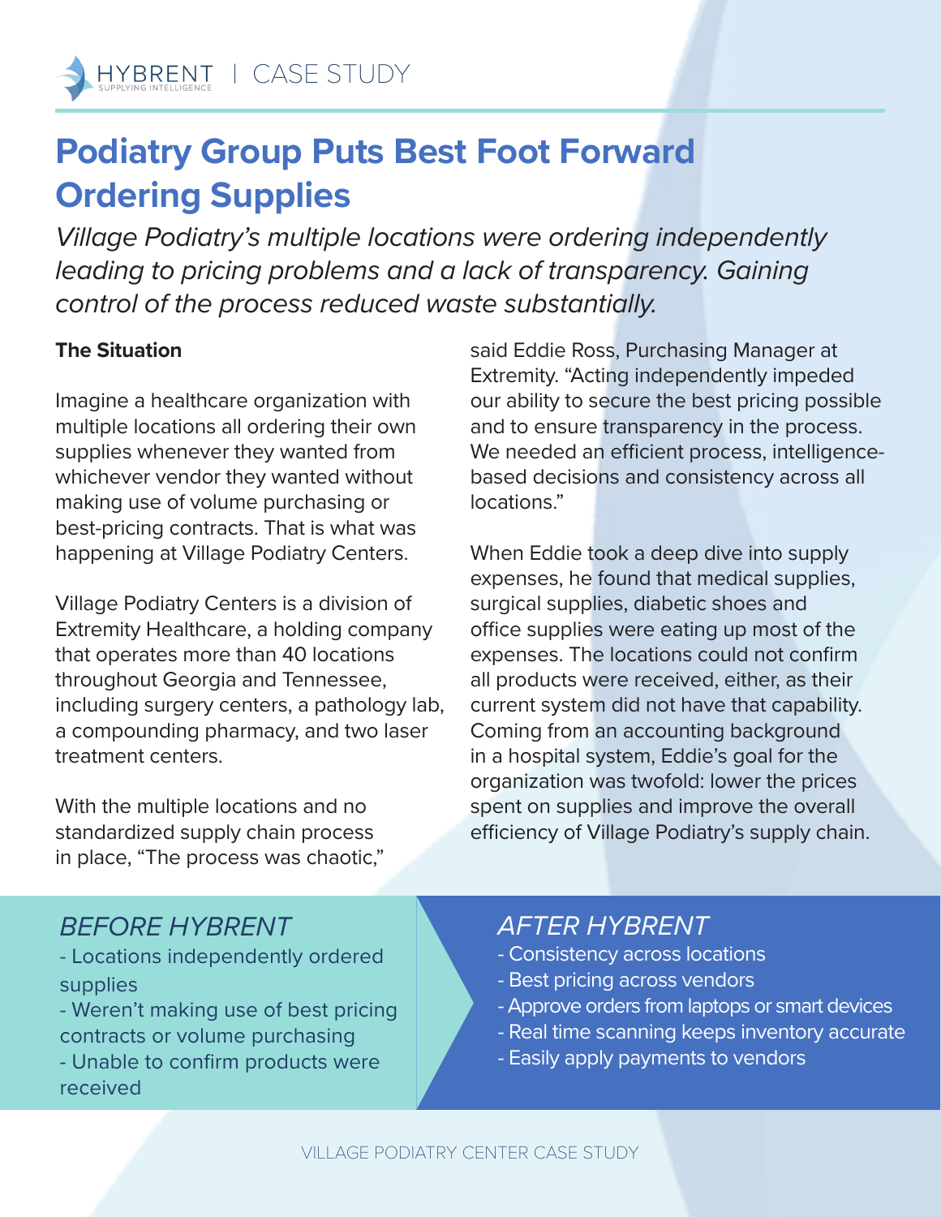HYBRENT | CASE STUDY

# Podiatry Group Puts Best Foot Forward Ordering Supplies

*Village Podiatry's multiple locations were ordering independently leading to pricing problems and a lack of transparency. Gaining control of the process reduced waste substantially.*

**The Situation**

Imagine a healthcare organization with multiple locations all ordering their own supplies whenever they wanted from whichever vendor they wanted without making use of volume purchasing or best-pricing contracts. That is what was happening at Village Podiatry Centers.

Village Podiatry Centers is a division of Extremity Healthcare, a holding company that operates more than 40 locations throughout Georgia and Tennessee, including surgery centers, a pathology lab, a compounding pharmacy, and two laser treatment centers.

With the multiple locations and no standardized supply chain process in place, "The process was chaotic," said Eddie Ross, Purchasing Manager at Extremity. "Acting independently impeded our ability to secure the best pricing possible and to ensure transparency in the process. We needed an efficient process, intelligence-based decisions and consistency across all locations."

When Eddie took a deep dive into supply expenses, he found that medical supplies, surgical supplies, diabetic shoes and office supplies were eating up most of the expenses. The locations could not confirm all products were received, either, as their current system did not have that capability. Coming from an accounting background in a hospital system, Eddie's goal for the organization was twofold: lower the prices spent on supplies and improve the overall efficiency of Village Podiatry's supply chain.

## *BEFORE HYBRENT*

- Locations independently ordered supplies
- Weren't making use of best pricing contracts or volume purchasing
- Unable to confirm products were received

## *AFTER HYBRENT*

- Consistency across locations
- Best pricing across vendors
- Approve orders from laptops or smart devices
- Real time scanning keeps inventory accurate
- Easily apply payments to vendors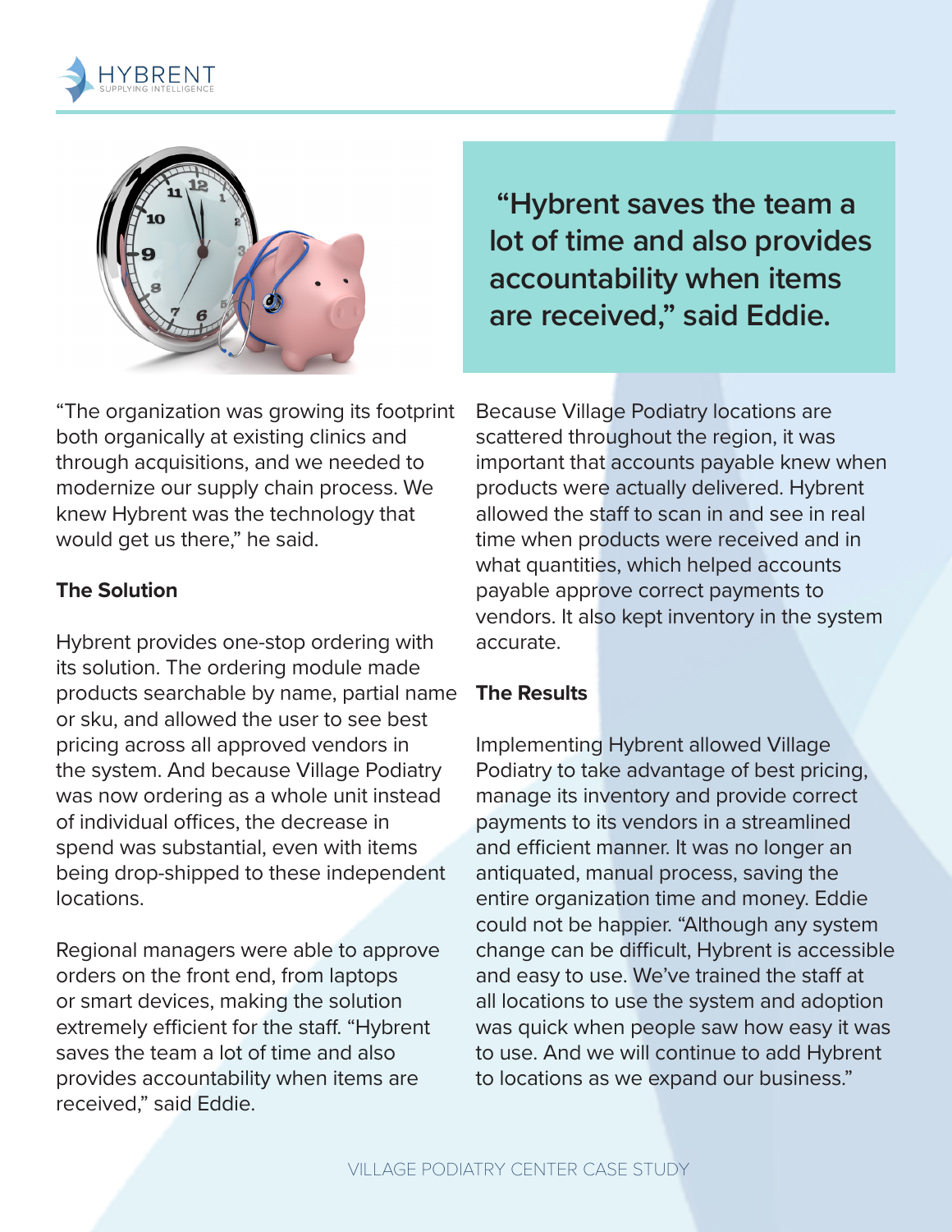"Hybrent saves the team a lot of time and also provides accountability when items are received," said Eddie.

"The organization was growing its footprint both organically at existing clinics and through acquisitions, and we needed to modernize our supply chain process. We knew Hybrent was the technology that would get us there," he said.

**The Solution**

Hybrent provides one-stop ordering with its solution. The ordering module made products searchable by name, partial name or sku, and allowed the user to see best pricing across all approved vendors in the system. And because Village Podiatry was now ordering as a whole unit instead of individual offices, the decrease in spend was substantial, even with items being drop-shipped to these independent locations.

Regional managers were able to approve orders on the front end, from laptops or smart devices, making the solution extremely efficient for the staff. "Hybrent saves the team a lot of time and also provides accountability when items are received," said Eddie.

Because Village Podiatry locations are scattered throughout the region, it was important that accounts payable knew when products were actually delivered. Hybrent allowed the staff to scan in and see in real time when products were received and in what quantities, which helped accounts payable approve correct payments to vendors. It also kept inventory in the system accurate.

**The Results**

Implementing Hybrent allowed Village Podiatry to take advantage of best pricing, manage its inventory and provide correct payments to its vendors in a streamlined and efficient manner. It was no longer an antiquated, manual process, saving the entire organization time and money. Eddie could not be happier. "Although any system change can be difficult, Hybrent is accessible and easy to use. We've trained the staff at all locations to use the system and adoption was quick when people saw how easy it was to use. And we will continue to add Hybrent to locations as we expand our business."